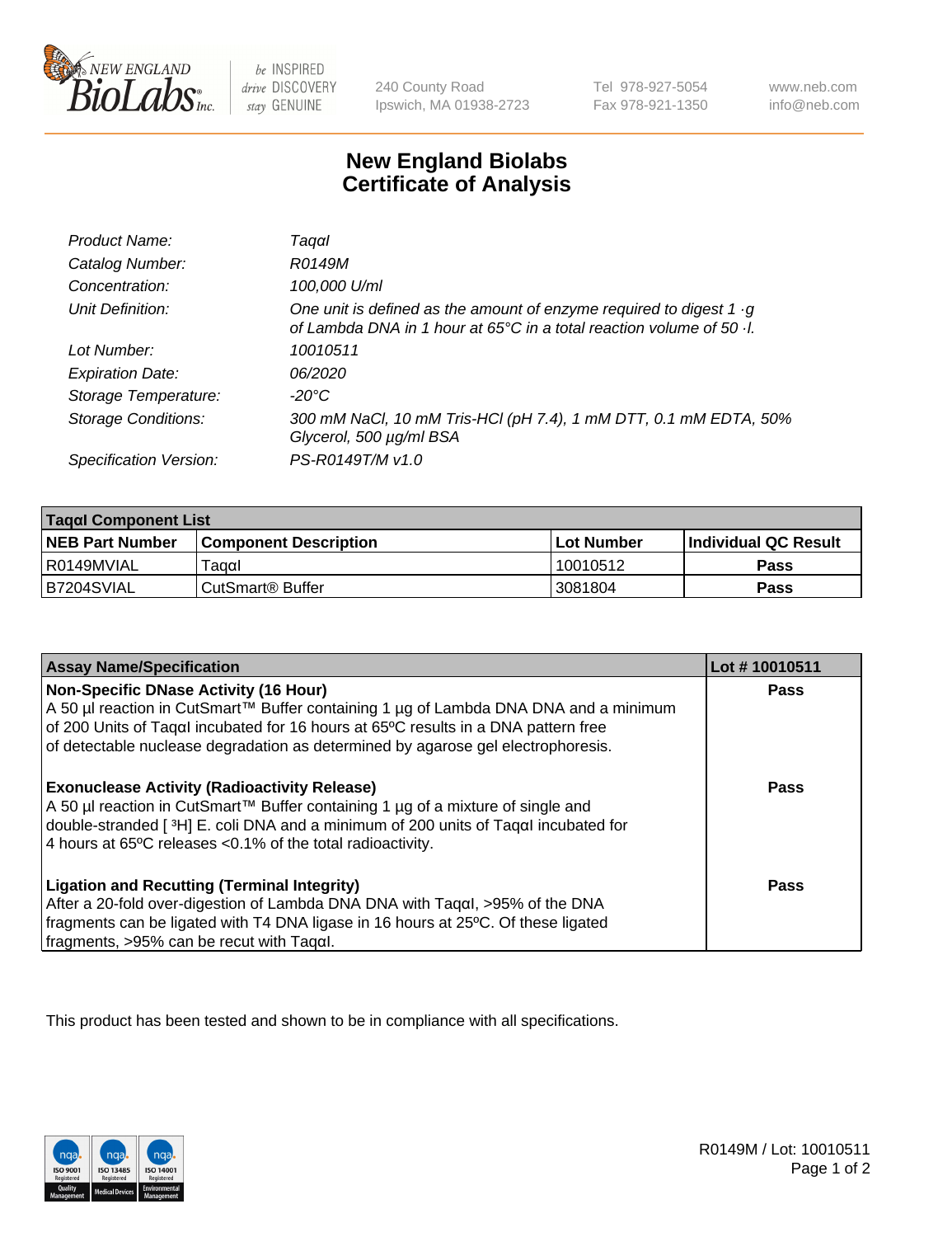# New England Biolabs Certificate of Analysis

| | |
|---|---|
| *Product Name:* | *TaqαI* |
| *Catalog Number:* | *R0149M* |
| *Concentration:* | *100,000 U/ml* |
| *Unit Definition:* | *One unit is defined as the amount of enzyme required to digest 1 ·g of Lambda DNA in 1 hour at 65°C in a total reaction volume of 50 ·l.* |
| *Lot Number:* | *10010511* |
| *Expiration Date:* | *06/2020* |
| *Storage Temperature:* | *-20°C* |
| *Storage Conditions:* | *300 mM NaCl, 10 mM Tris-HCl (pH 7.4), 1 mM DTT, 0.1 mM EDTA, 50% Glycerol, 500 µg/ml BSA* |
| *Specification Version:* | *PS-R0149T/M v1.0* |

| TaqαI Component List | | | |
|---|---|---|---|
| **NEB Part Number** | **Component Description** | **Lot Number** | **Individual QC Result** |
| R0149MVIAL | TaqαI | 10010512 | **Pass** |
| B7204SVIAL | CutSmart® Buffer | 3081804 | **Pass** |

| Assay Name/Specification | Lot # 10010511 |
|---|---|
| **Non-Specific DNase Activity (16 Hour)** A 50 µl reaction in CutSmart™ Buffer containing 1 µg of Lambda DNA DNA and a minimum of 200 Units of TaqαI incubated for 16 hours at 65ºC results in a DNA pattern free of detectable nuclease degradation as determined by agarose gel electrophoresis. | **Pass** |
| **Exonuclease Activity (Radioactivity Release)** A 50 µl reaction in CutSmart™ Buffer containing 1 µg of a mixture of single and double-stranded [ $^3$H] E. coli DNA and a minimum of 200 units of TaqαI incubated for 4 hours at 65ºC releases <0.1% of the total radioactivity. | **Pass** |
| **Ligation and Recutting (Terminal Integrity)** After a 20-fold over-digestion of Lambda DNA DNA with TaqαI, >95% of the DNA fragments can be ligated with T4 DNA ligase in 16 hours at 25ºC. Of these ligated fragments, >95% can be recut with TaqαI. | **Pass** |

This product has been tested and shown to be in compliance with all specifications.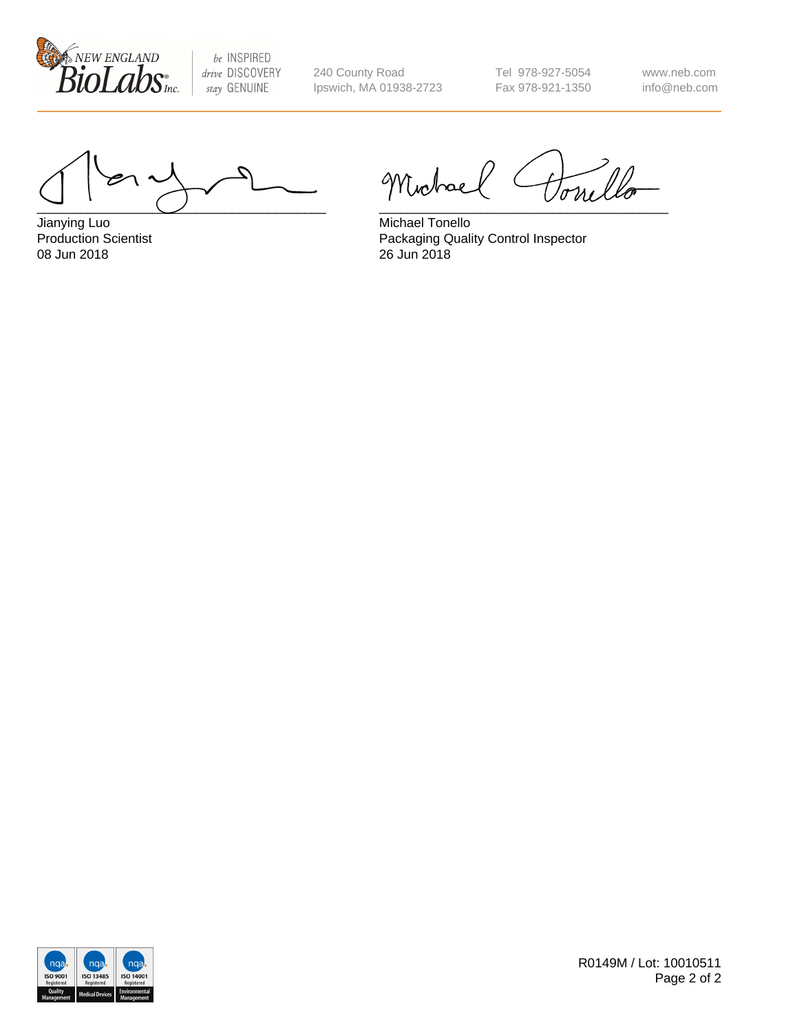be INSPIRED
drive DISCOVERY
stay GENUINE

240 County Road
Ipswich, MA 01938-2723

Tel 978-927-5054
Fax 978-921-1350

www.neb.com
info@neb.com

Jianying Luo
Production Scientist
08 Jun 2018

Michael Tonello
Packaging Quality Control Inspector
26 Jun 2018

R0149M / Lot: 10010511